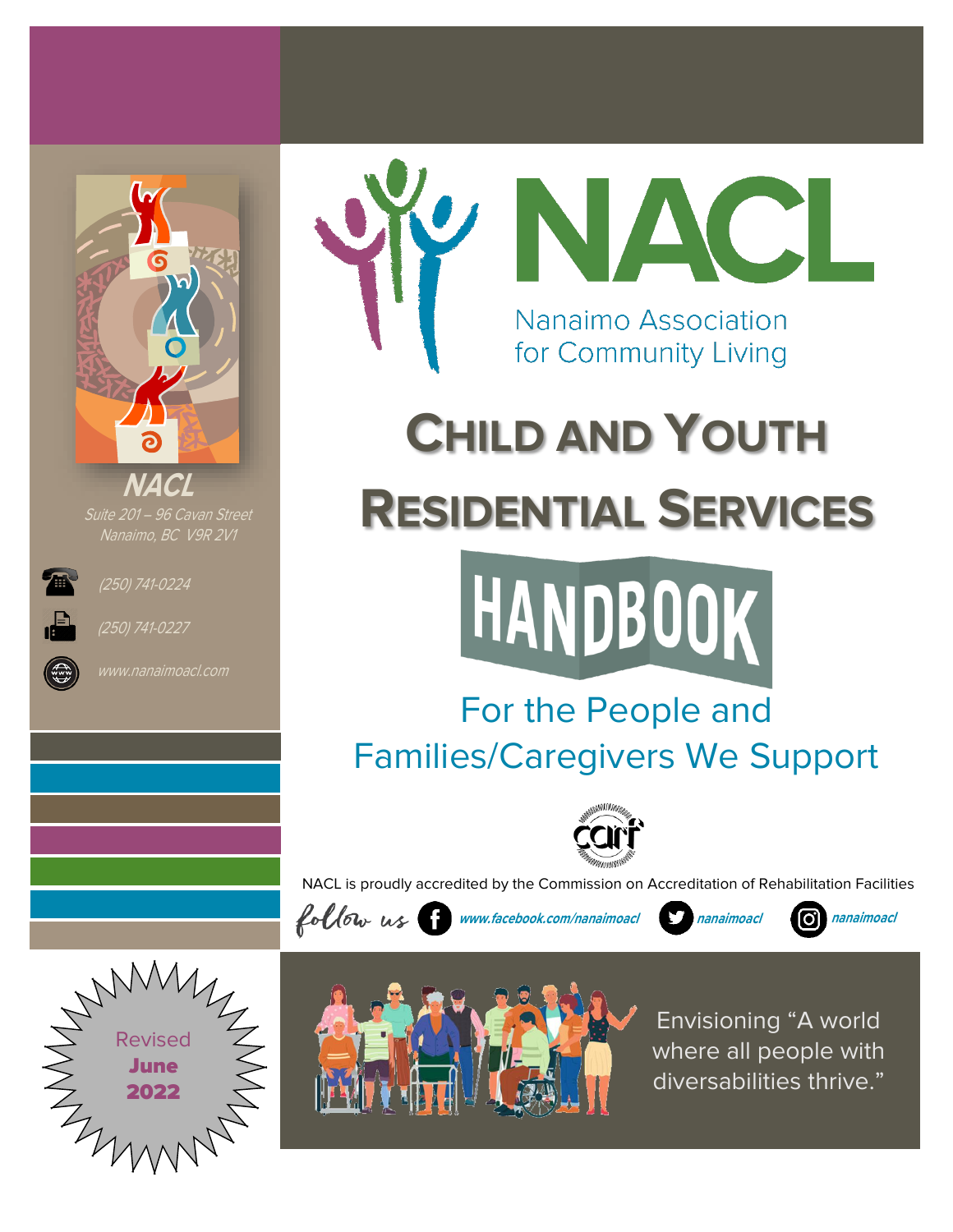# NACL

Nanaimo Association for Community Living

# Child and Youth Residential Services

# HANDBOOK

## For the People and Families/Caregivers We Support

NACL is proudly accredited by the Commission on Accreditation of Rehabilitation Facilities

follow us  www.facebook.com/nanaimoacl  nanaimoacl  nanaimoacl

Envisioning "A world where all people with diversabilities thrive."

**NACL**

*Suite 201 – 96 Cavan Street*
*Nanaimo, BC V9R 2V1*

(250) 741-0224

(250) 741-0227

www.nanaimoacl.com

Revised **June 2022**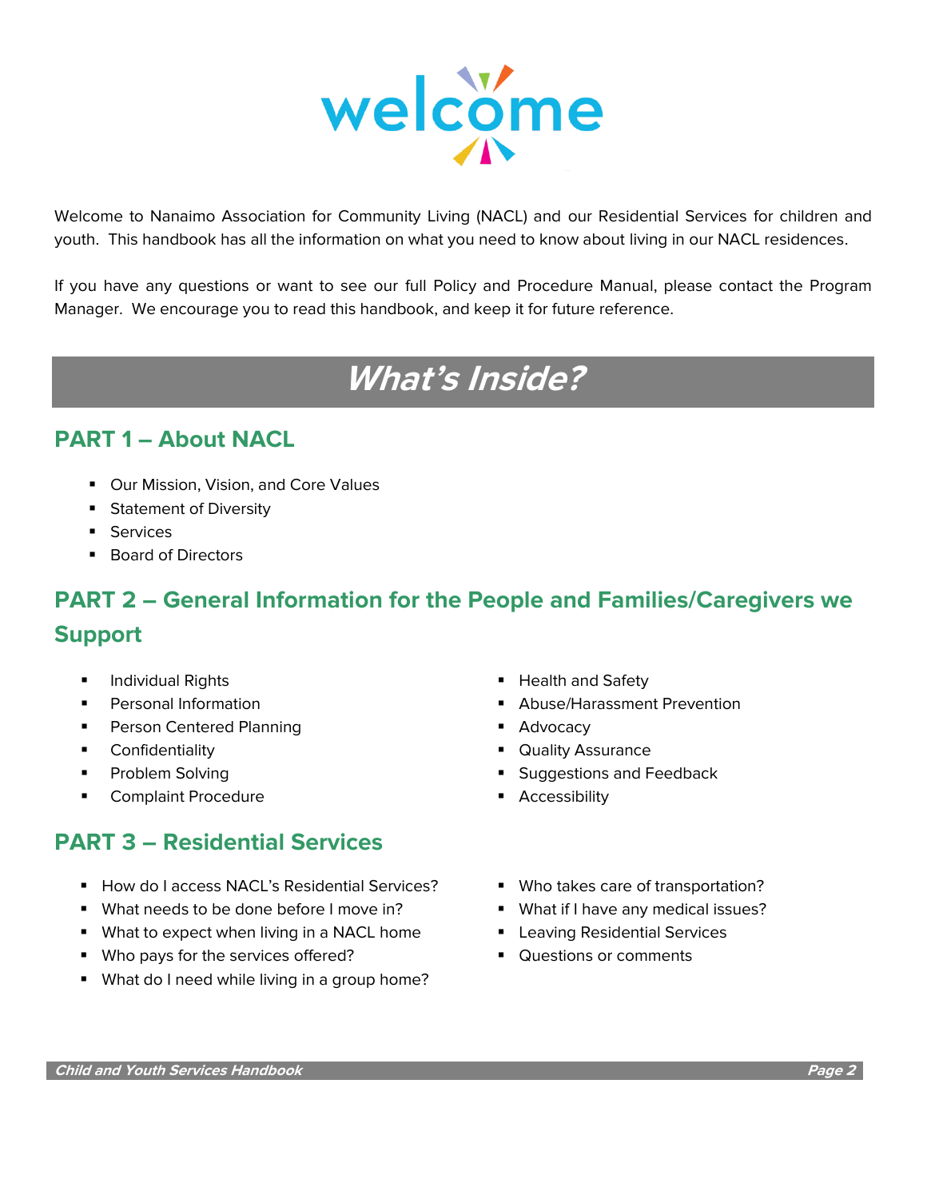# welcome

Welcome to Nanaimo Association for Community Living (NACL) and our Residential Services for children and youth. This handbook has all the information on what you need to know about living in our NACL residences.

If you have any questions or want to see our full Policy and Procedure Manual, please contact the Program Manager. We encourage you to read this handbook, and keep it for future reference.

## *What's Inside?*

### PART 1 – About NACL

- Our Mission, Vision, and Core Values
- Statement of Diversity
- Services
- Board of Directors

### PART 2 – General Information for the People and Families/Caregivers we Support

- Individual Rights
- Personal Information
- Person Centered Planning
- Confidentiality
- Problem Solving
- Complaint Procedure
- Health and Safety
- Abuse/Harassment Prevention
- Advocacy
- Quality Assurance
- Suggestions and Feedback
- Accessibility

### PART 3 – Residential Services

- How do I access NACL's Residential Services?
- What needs to be done before I move in?
- What to expect when living in a NACL home
- Who pays for the services offered?
- What do I need while living in a group home?
- Who takes care of transportation?
- What if I have any medical issues?
- Leaving Residential Services
- Questions or comments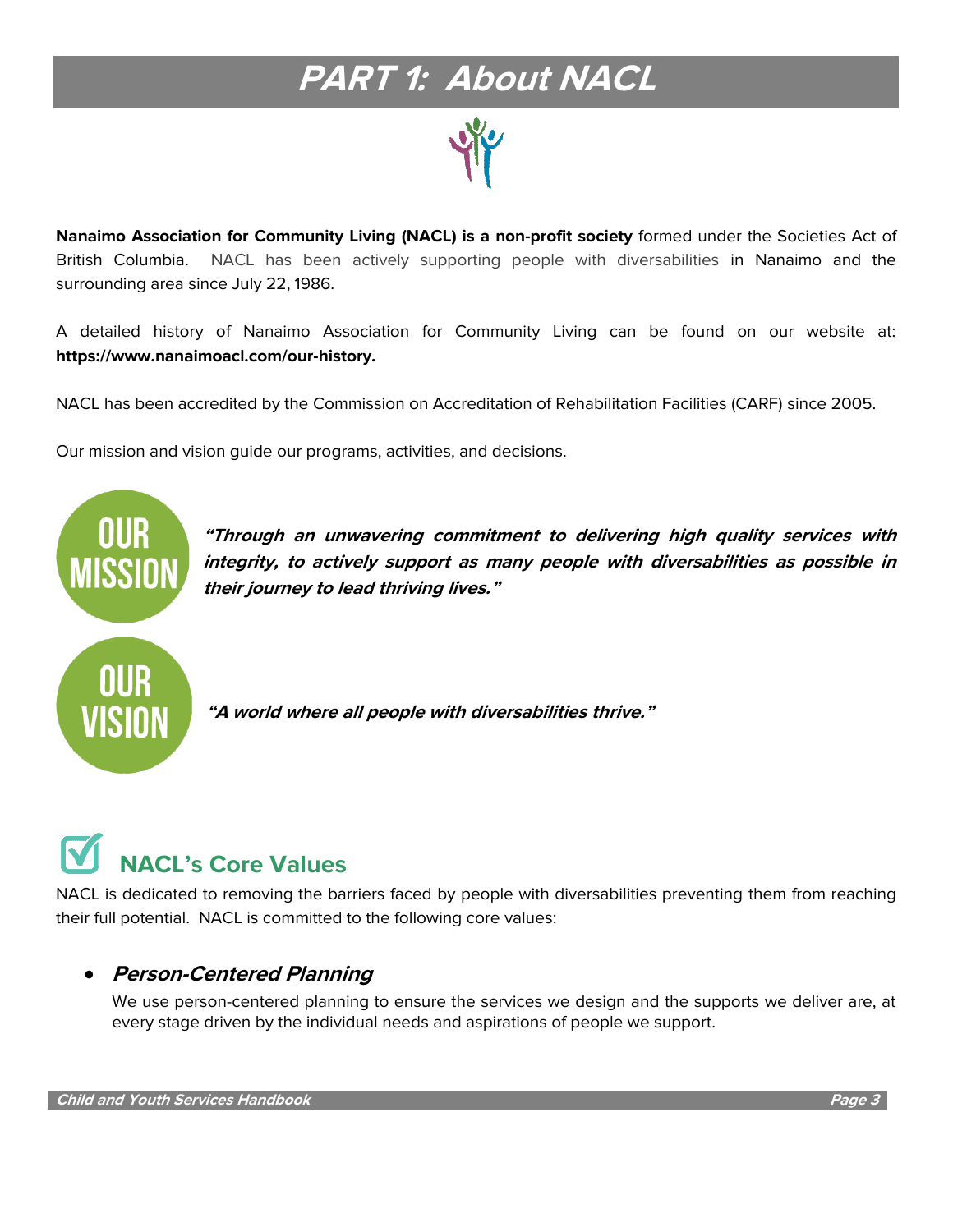# PART 1: About NACL

**Nanaimo Association for Community Living (NACL) is a non-profit society** formed under the Societies Act of British Columbia. NACL has been actively supporting people with diversabilities in Nanaimo and the surrounding area since July 22, 1986.

A detailed history of Nanaimo Association for Community Living can be found on our website at: **https://www.nanaimoacl.com/our-history.**

NACL has been accredited by the Commission on Accreditation of Rehabilitation Facilities (CARF) since 2005.

Our mission and vision guide our programs, activities, and decisions.

**OUR MISSION**

***"Through an unwavering commitment to delivering high quality services with integrity, to actively support as many people with diversabilities as possible in their journey to lead thriving lives."***

**OUR VISION**

***"A world where all people with diversabilities thrive."***

## NACL's Core Values

NACL is dedicated to removing the barriers faced by people with diversabilities preventing them from reaching their full potential. NACL is committed to the following core values:

- ***Person-Centered Planning***

  We use person-centered planning to ensure the services we design and the supports we deliver are, at every stage driven by the individual needs and aspirations of people we support.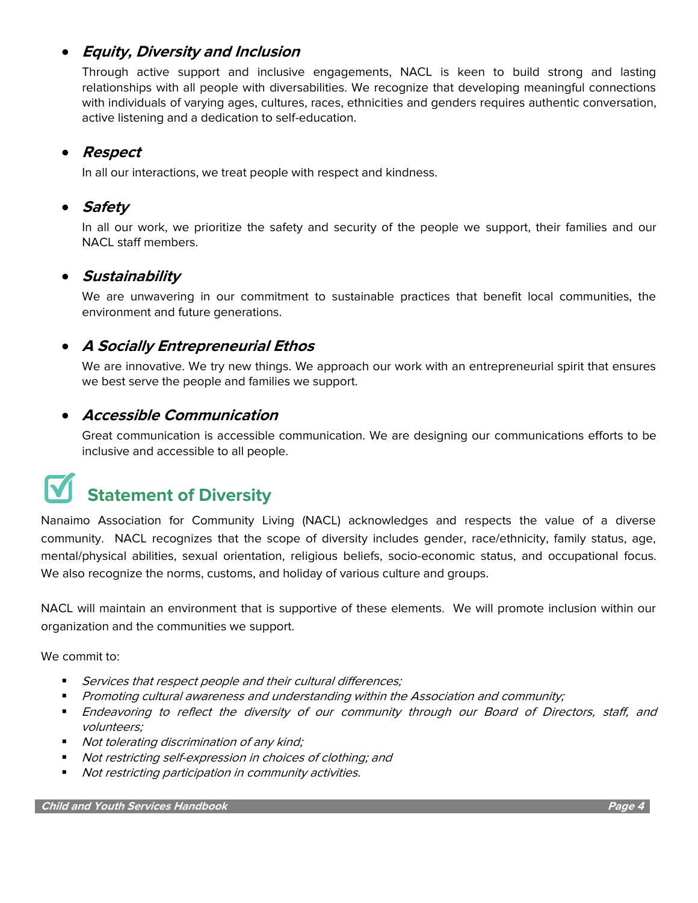- ***Equity, Diversity and Inclusion***

  Through active support and inclusive engagements, NACL is keen to build strong and lasting relationships with all people with diversabilities. We recognize that developing meaningful connections with individuals of varying ages, cultures, races, ethnicities and genders requires authentic conversation, active listening and a dedication to self-education.

- ***Respect***

  In all our interactions, we treat people with respect and kindness.

- ***Safety***

  In all our work, we prioritize the safety and security of the people we support, their families and our NACL staff members.

- ***Sustainability***

  We are unwavering in our commitment to sustainable practices that benefit local communities, the environment and future generations.

- ***A Socially Entrepreneurial Ethos***

  We are innovative. We try new things. We approach our work with an entrepreneurial spirit that ensures we best serve the people and families we support.

- ***Accessible Communication***

  Great communication is accessible communication. We are designing our communications efforts to be inclusive and accessible to all people.

## Statement of Diversity

Nanaimo Association for Community Living (NACL) acknowledges and respects the value of a diverse community. NACL recognizes that the scope of diversity includes gender, race/ethnicity, family status, age, mental/physical abilities, sexual orientation, religious beliefs, socio-economic status, and occupational focus. We also recognize the norms, customs, and holiday of various culture and groups.

NACL will maintain an environment that is supportive of these elements. We will promote inclusion within our organization and the communities we support.

We commit to:

- *Services that respect people and their cultural differences;*
- *Promoting cultural awareness and understanding within the Association and community;*
- *Endeavoring to reflect the diversity of our community through our Board of Directors, staff, and volunteers;*
- *Not tolerating discrimination of any kind;*
- *Not restricting self-expression in choices of clothing; and*
- *Not restricting participation in community activities.*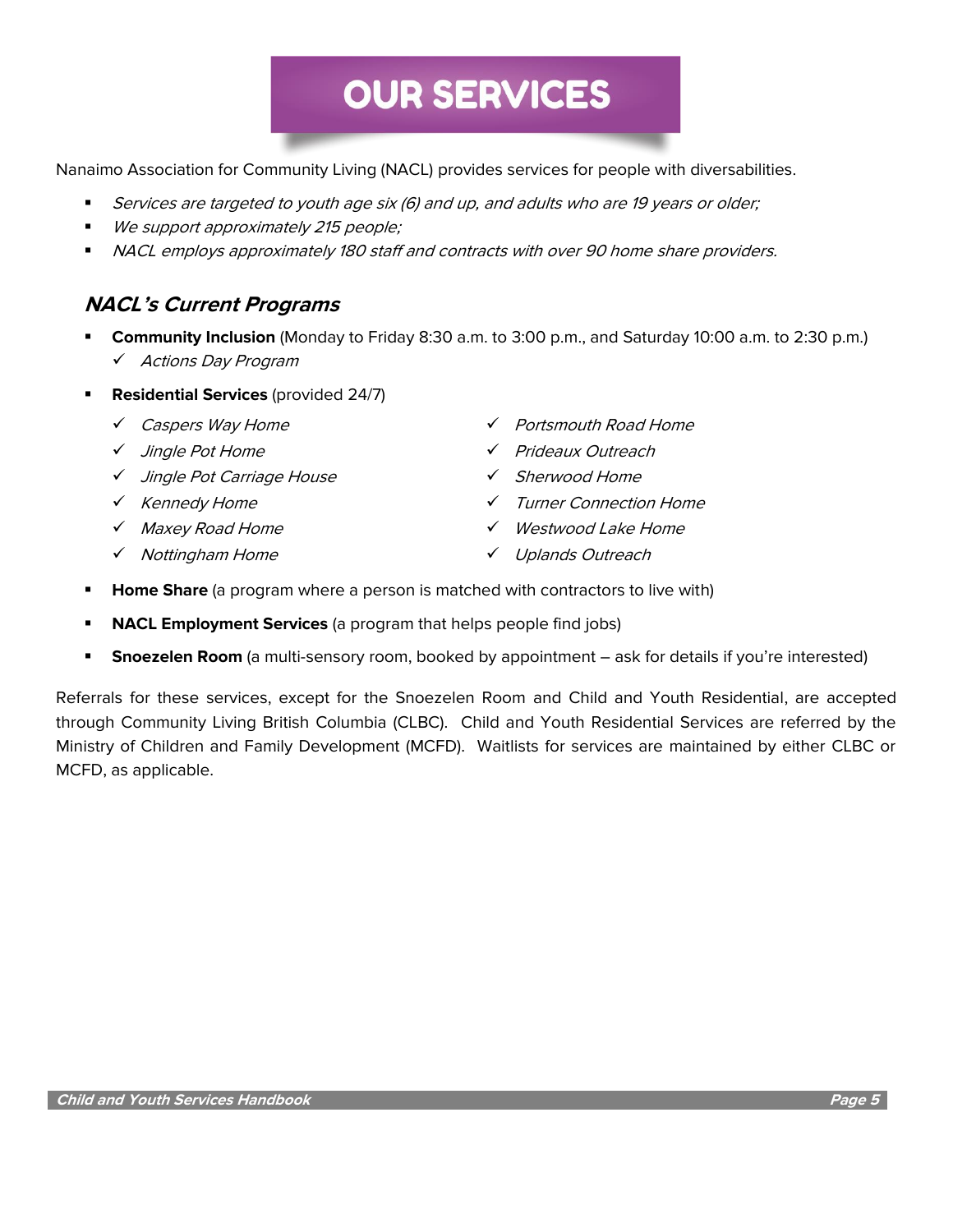# OUR SERVICES

Nanaimo Association for Community Living (NACL) provides services for people with diversabilities.

- *Services are targeted to youth age six (6) and up, and adults who are 19 years or older;*
- *We support approximately 215 people;*
- *NACL employs approximately 180 staff and contracts with over 90 home share providers.*

## *NACL's Current Programs*

- **Community Inclusion** (Monday to Friday 8:30 a.m. to 3:00 p.m., and Saturday 10:00 a.m. to 2:30 p.m.)
  - ✓ *Actions Day Program*
- **Residential Services** (provided 24/7)
  - ✓ *Caspers Way Home*
  - ✓ *Jingle Pot Home*
  - ✓ *Jingle Pot Carriage House*
  - ✓ *Kennedy Home*
  - ✓ *Maxey Road Home*
  - ✓ *Nottingham Home*
  - ✓ *Portsmouth Road Home*
  - ✓ *Prideaux Outreach*
  - ✓ *Sherwood Home*
  - ✓ *Turner Connection Home*
  - ✓ *Westwood Lake Home*
  - ✓ *Uplands Outreach*
- **Home Share** (a program where a person is matched with contractors to live with)
- **NACL Employment Services** (a program that helps people find jobs)
- **Snoezelen Room** (a multi-sensory room, booked by appointment – ask for details if you're interested)

Referrals for these services, except for the Snoezelen Room and Child and Youth Residential, are accepted through Community Living British Columbia (CLBC). Child and Youth Residential Services are referred by the Ministry of Children and Family Development (MCFD). Waitlists for services are maintained by either CLBC or MCFD, as applicable.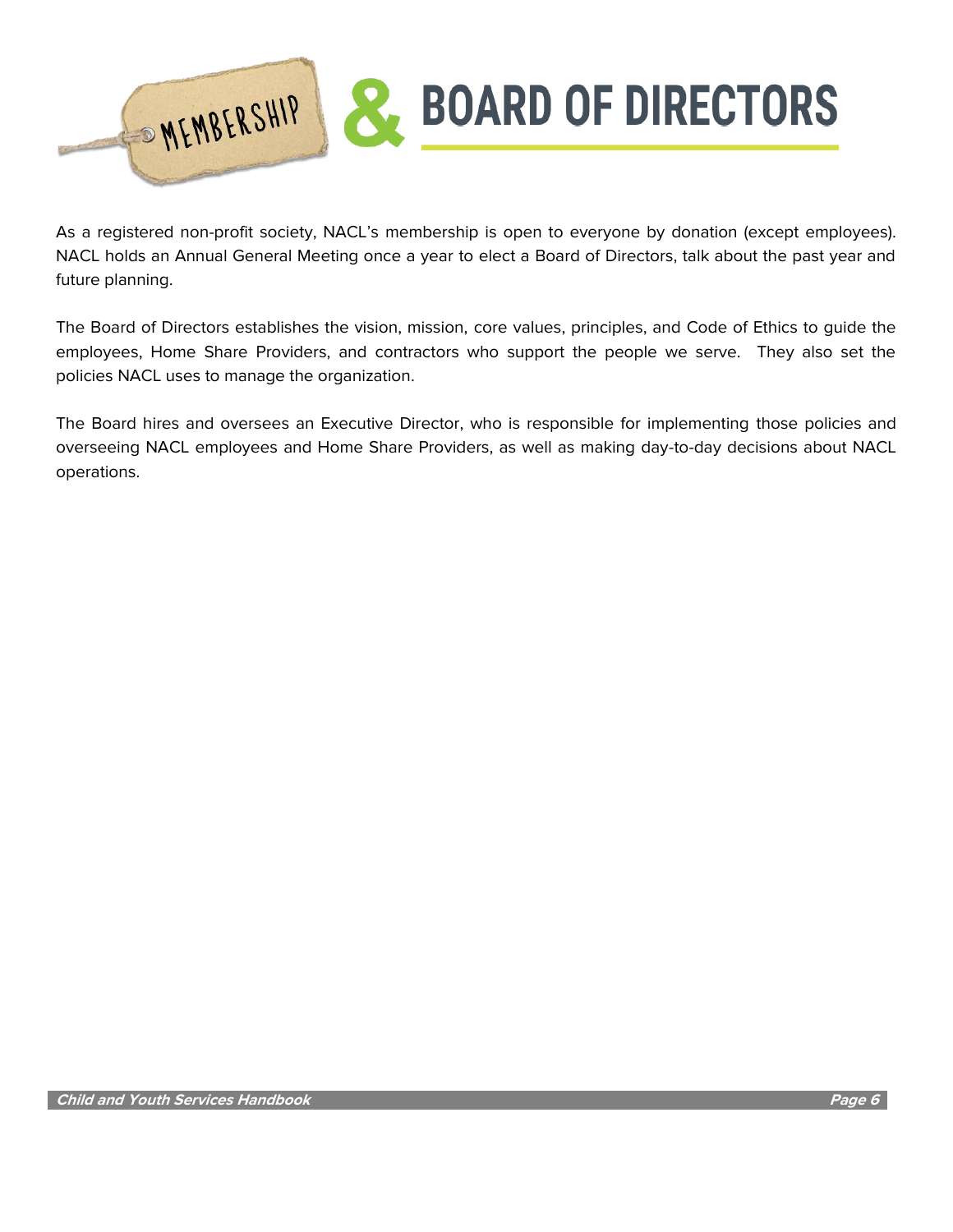# MEMBERSHIP & BOARD OF DIRECTORS

As a registered non-profit society, NACL's membership is open to everyone by donation (except employees). NACL holds an Annual General Meeting once a year to elect a Board of Directors, talk about the past year and future planning.

The Board of Directors establishes the vision, mission, core values, principles, and Code of Ethics to guide the employees, Home Share Providers, and contractors who support the people we serve. They also set the policies NACL uses to manage the organization.

The Board hires and oversees an Executive Director, who is responsible for implementing those policies and overseeing NACL employees and Home Share Providers, as well as making day-to-day decisions about NACL operations.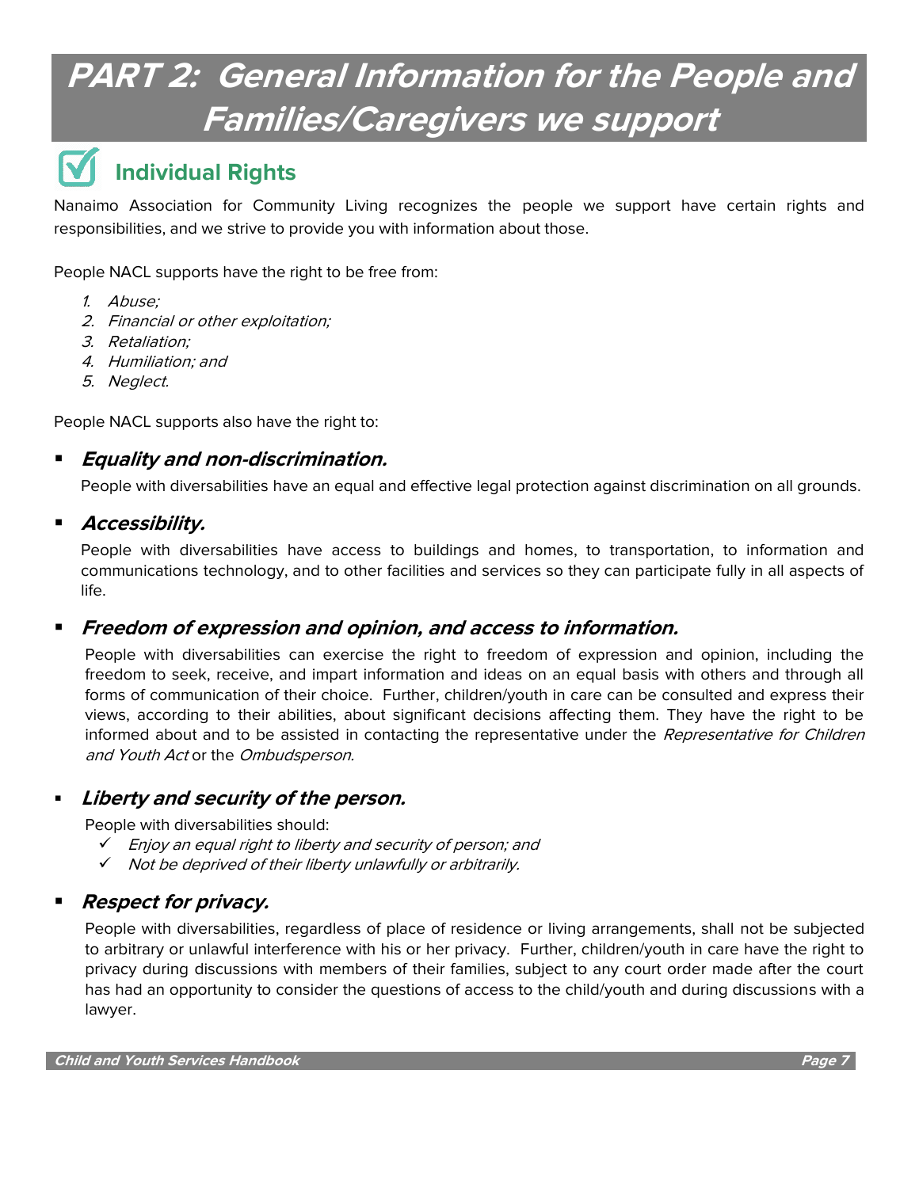# PART 2: General Information for the People and Families/Caregivers we support

## Individual Rights

Nanaimo Association for Community Living recognizes the people we support have certain rights and responsibilities, and we strive to provide you with information about those.

People NACL supports have the right to be free from:

1. *Abuse;*
2. *Financial or other exploitation;*
3. *Retaliation;*
4. *Humiliation; and*
5. *Neglect.*

People NACL supports also have the right to:

- ***Equality and non-discrimination.***

  People with diversabilities have an equal and effective legal protection against discrimination on all grounds.

- ***Accessibility.***

  People with diversabilities have access to buildings and homes, to transportation, to information and communications technology, and to other facilities and services so they can participate fully in all aspects of life.

- ***Freedom of expression and opinion, and access to information.***

  People with diversabilities can exercise the right to freedom of expression and opinion, including the freedom to seek, receive, and impart information and ideas on an equal basis with others and through all forms of communication of their choice. Further, children/youth in care can be consulted and express their views, according to their abilities, about significant decisions affecting them. They have the right to be informed about and to be assisted in contacting the representative under the *Representative for Children and Youth Act* or the *Ombudsperson*.

- ***Liberty and security of the person.***

  People with diversabilities should:
  - ✓ *Enjoy an equal right to liberty and security of person; and*
  - ✓ *Not be deprived of their liberty unlawfully or arbitrarily.*

- ***Respect for privacy.***

  People with diversabilities, regardless of place of residence or living arrangements, shall not be subjected to arbitrary or unlawful interference with his or her privacy. Further, children/youth in care have the right to privacy during discussions with members of their families, subject to any court order made after the court has had an opportunity to consider the questions of access to the child/youth and during discussions with a lawyer.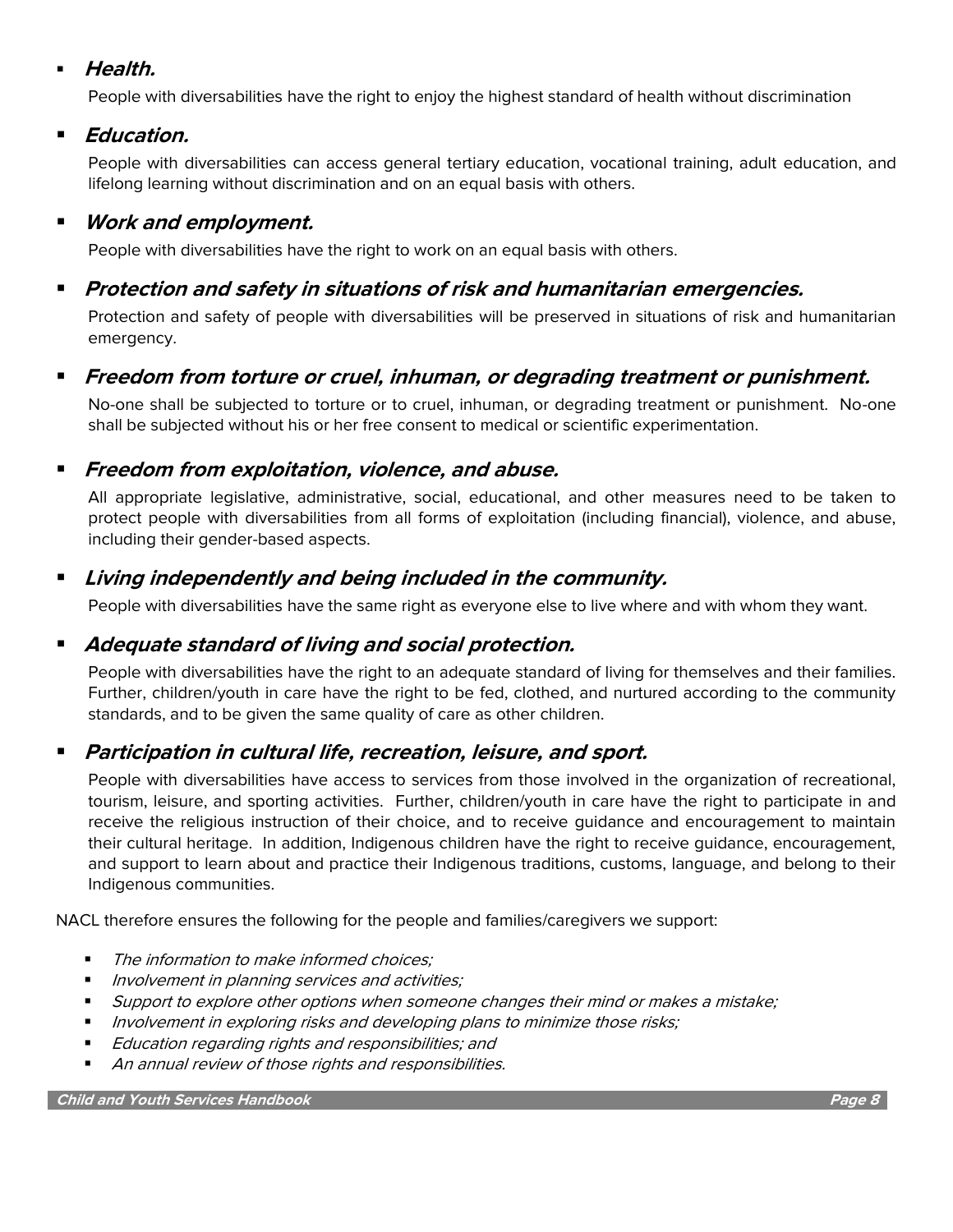- ***Health.***

  People with diversabilities have the right to enjoy the highest standard of health without discrimination

- ***Education.***

  People with diversabilities can access general tertiary education, vocational training, adult education, and lifelong learning without discrimination and on an equal basis with others.

- ***Work and employment.***

  People with diversabilities have the right to work on an equal basis with others.

- ***Protection and safety in situations of risk and humanitarian emergencies.***

  Protection and safety of people with diversabilities will be preserved in situations of risk and humanitarian emergency.

- ***Freedom from torture or cruel, inhuman, or degrading treatment or punishment.***

  No-one shall be subjected to torture or to cruel, inhuman, or degrading treatment or punishment. No-one shall be subjected without his or her free consent to medical or scientific experimentation.

- ***Freedom from exploitation, violence, and abuse.***

  All appropriate legislative, administrative, social, educational, and other measures need to be taken to protect people with diversabilities from all forms of exploitation (including financial), violence, and abuse, including their gender-based aspects.

- ***Living independently and being included in the community.***

  People with diversabilities have the same right as everyone else to live where and with whom they want.

- ***Adequate standard of living and social protection.***

  People with diversabilities have the right to an adequate standard of living for themselves and their families. Further, children/youth in care have the right to be fed, clothed, and nurtured according to the community standards, and to be given the same quality of care as other children.

- ***Participation in cultural life, recreation, leisure, and sport.***

  People with diversabilities have access to services from those involved in the organization of recreational, tourism, leisure, and sporting activities. Further, children/youth in care have the right to participate in and receive the religious instruction of their choice, and to receive guidance and encouragement to maintain their cultural heritage. In addition, Indigenous children have the right to receive guidance, encouragement, and support to learn about and practice their Indigenous traditions, customs, language, and belong to their Indigenous communities.

NACL therefore ensures the following for the people and families/caregivers we support:

- *The information to make informed choices;*
- *Involvement in planning services and activities;*
- *Support to explore other options when someone changes their mind or makes a mistake;*
- *Involvement in exploring risks and developing plans to minimize those risks;*
- *Education regarding rights and responsibilities; and*
- *An annual review of those rights and responsibilities.*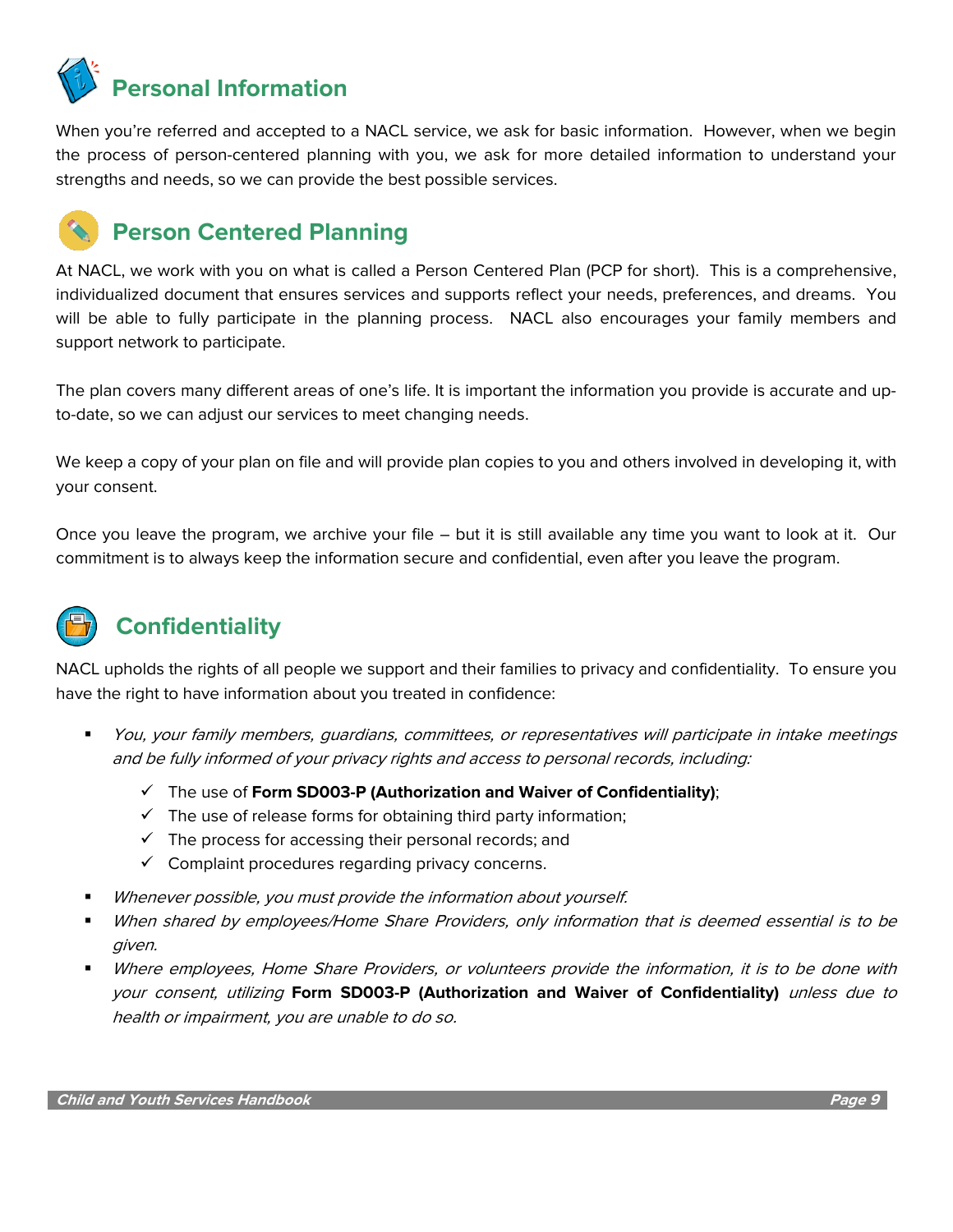## Personal Information

When you're referred and accepted to a NACL service, we ask for basic information. However, when we begin the process of person-centered planning with you, we ask for more detailed information to understand your strengths and needs, so we can provide the best possible services.

## Person Centered Planning

At NACL, we work with you on what is called a Person Centered Plan (PCP for short). This is a comprehensive, individualized document that ensures services and supports reflect your needs, preferences, and dreams. You will be able to fully participate in the planning process. NACL also encourages your family members and support network to participate.

The plan covers many different areas of one's life. It is important the information you provide is accurate and up-to-date, so we can adjust our services to meet changing needs.

We keep a copy of your plan on file and will provide plan copies to you and others involved in developing it, with your consent.

Once you leave the program, we archive your file – but it is still available any time you want to look at it. Our commitment is to always keep the information secure and confidential, even after you leave the program.

## Confidentiality

NACL upholds the rights of all people we support and their families to privacy and confidentiality. To ensure you have the right to have information about you treated in confidence:

- *You, your family members, guardians, committees, or representatives will participate in intake meetings and be fully informed of your privacy rights and access to personal records, including:*
  - ✓ The use of **Form SD003-P (Authorization and Waiver of Confidentiality)**;
  - ✓ The use of release forms for obtaining third party information;
  - ✓ The process for accessing their personal records; and
  - ✓ Complaint procedures regarding privacy concerns.
- *Whenever possible, you must provide the information about yourself.*
- *When shared by employees/Home Share Providers, only information that is deemed essential is to be given.*
- *Where employees, Home Share Providers, or volunteers provide the information, it is to be done with your consent, utilizing* **Form SD003-P (Authorization and Waiver of Confidentiality)** *unless due to health or impairment, you are unable to do so.*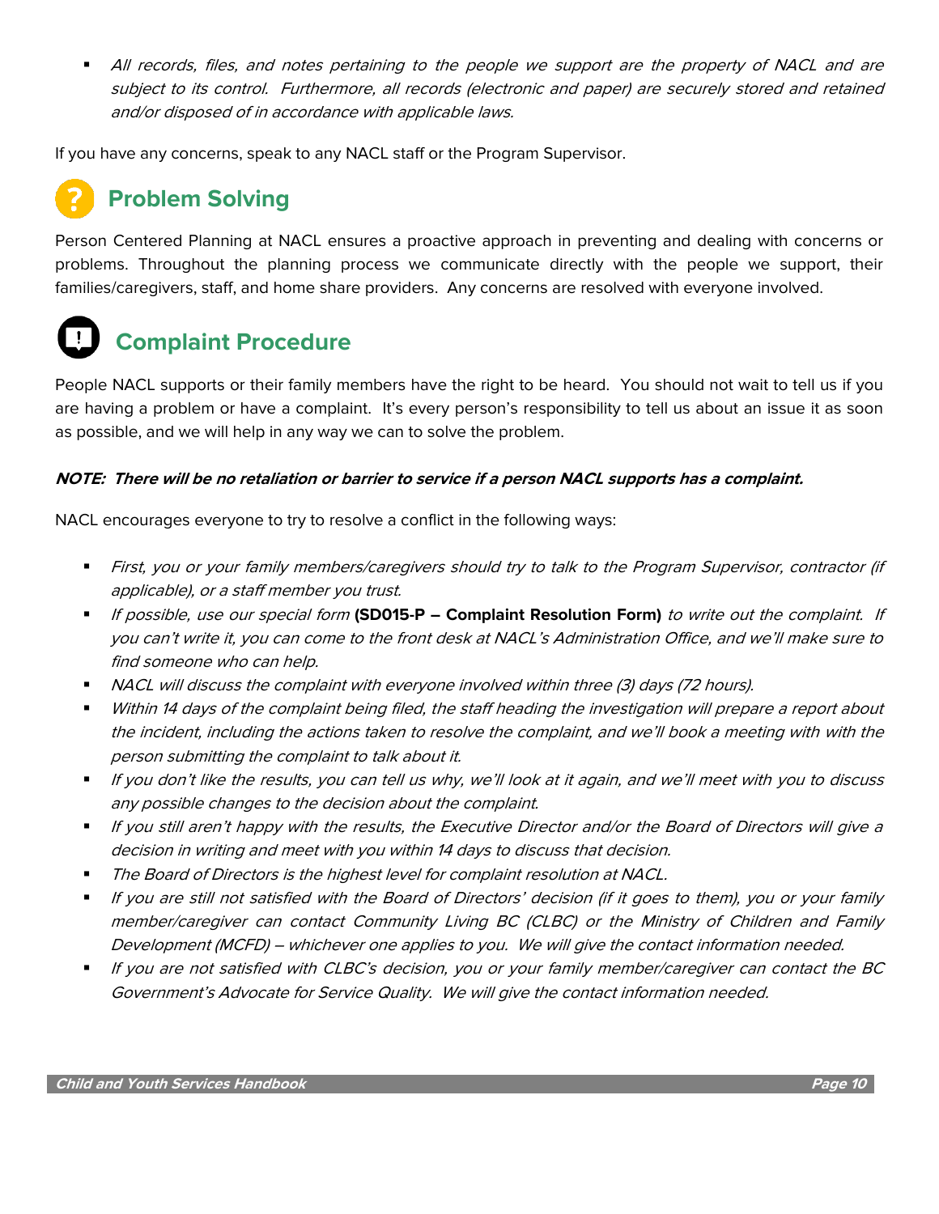- *All records, files, and notes pertaining to the people we support are the property of NACL and are subject to its control. Furthermore, all records (electronic and paper) are securely stored and retained and/or disposed of in accordance with applicable laws.*

If you have any concerns, speak to any NACL staff or the Program Supervisor.

## Problem Solving

Person Centered Planning at NACL ensures a proactive approach in preventing and dealing with concerns or problems. Throughout the planning process we communicate directly with the people we support, their families/caregivers, staff, and home share providers. Any concerns are resolved with everyone involved.

## Complaint Procedure

People NACL supports or their family members have the right to be heard. You should not wait to tell us if you are having a problem or have a complaint. It's every person's responsibility to tell us about an issue it as soon as possible, and we will help in any way we can to solve the problem.

***NOTE: There will be no retaliation or barrier to service if a person NACL supports has a complaint.***

NACL encourages everyone to try to resolve a conflict in the following ways:

- *First, you or your family members/caregivers should try to talk to the Program Supervisor, contractor (if applicable), or a staff member you trust.*
- *If possible, use our special form* **(SD015-P – Complaint Resolution Form)** *to write out the complaint. If you can't write it, you can come to the front desk at NACL's Administration Office, and we'll make sure to find someone who can help.*
- *NACL will discuss the complaint with everyone involved within three (3) days (72 hours).*
- *Within 14 days of the complaint being filed, the staff heading the investigation will prepare a report about the incident, including the actions taken to resolve the complaint, and we'll book a meeting with with the person submitting the complaint to talk about it.*
- *If you don't like the results, you can tell us why, we'll look at it again, and we'll meet with you to discuss any possible changes to the decision about the complaint.*
- *If you still aren't happy with the results, the Executive Director and/or the Board of Directors will give a decision in writing and meet with you within 14 days to discuss that decision.*
- *The Board of Directors is the highest level for complaint resolution at NACL.*
- *If you are still not satisfied with the Board of Directors' decision (if it goes to them), you or your family member/caregiver can contact Community Living BC (CLBC) or the Ministry of Children and Family Development (MCFD) – whichever one applies to you. We will give the contact information needed.*
- *If you are not satisfied with CLBC's decision, you or your family member/caregiver can contact the BC Government's Advocate for Service Quality. We will give the contact information needed.*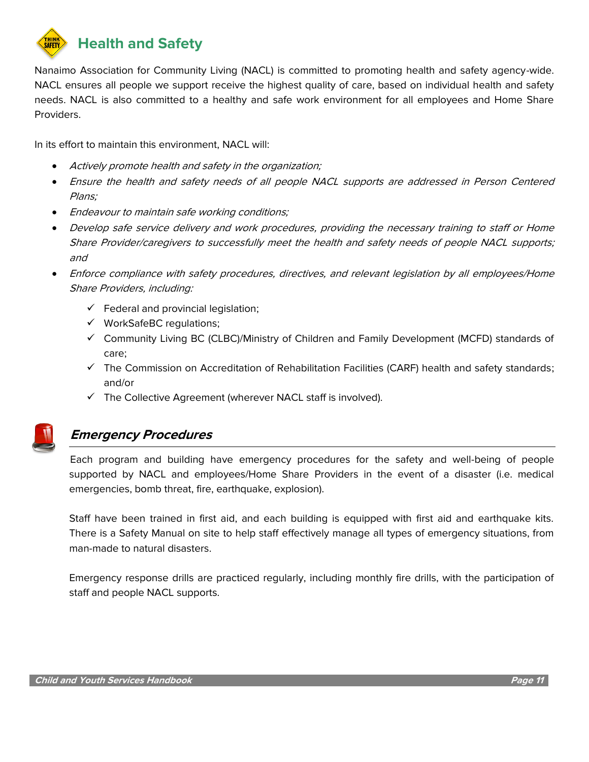# Health and Safety

Nanaimo Association for Community Living (NACL) is committed to promoting health and safety agency-wide. NACL ensures all people we support receive the highest quality of care, based on individual health and safety needs. NACL is also committed to a healthy and safe work environment for all employees and Home Share Providers.

In its effort to maintain this environment, NACL will:

- *Actively promote health and safety in the organization;*
- *Ensure the health and safety needs of all people NACL supports are addressed in Person Centered Plans;*
- *Endeavour to maintain safe working conditions;*
- *Develop safe service delivery and work procedures, providing the necessary training to staff or Home Share Provider/caregivers to successfully meet the health and safety needs of people NACL supports; and*
- *Enforce compliance with safety procedures, directives, and relevant legislation by all employees/Home Share Providers, including:*
    - ✓ Federal and provincial legislation;
    - ✓ WorkSafeBC regulations;
    - ✓ Community Living BC (CLBC)/Ministry of Children and Family Development (MCFD) standards of care;
    - ✓ The Commission on Accreditation of Rehabilitation Facilities (CARF) health and safety standards; and/or
    - ✓ The Collective Agreement (wherever NACL staff is involved).

## *Emergency Procedures*

Each program and building have emergency procedures for the safety and well-being of people supported by NACL and employees/Home Share Providers in the event of a disaster (i.e. medical emergencies, bomb threat, fire, earthquake, explosion).

Staff have been trained in first aid, and each building is equipped with first aid and earthquake kits. There is a Safety Manual on site to help staff effectively manage all types of emergency situations, from man-made to natural disasters.

Emergency response drills are practiced regularly, including monthly fire drills, with the participation of staff and people NACL supports.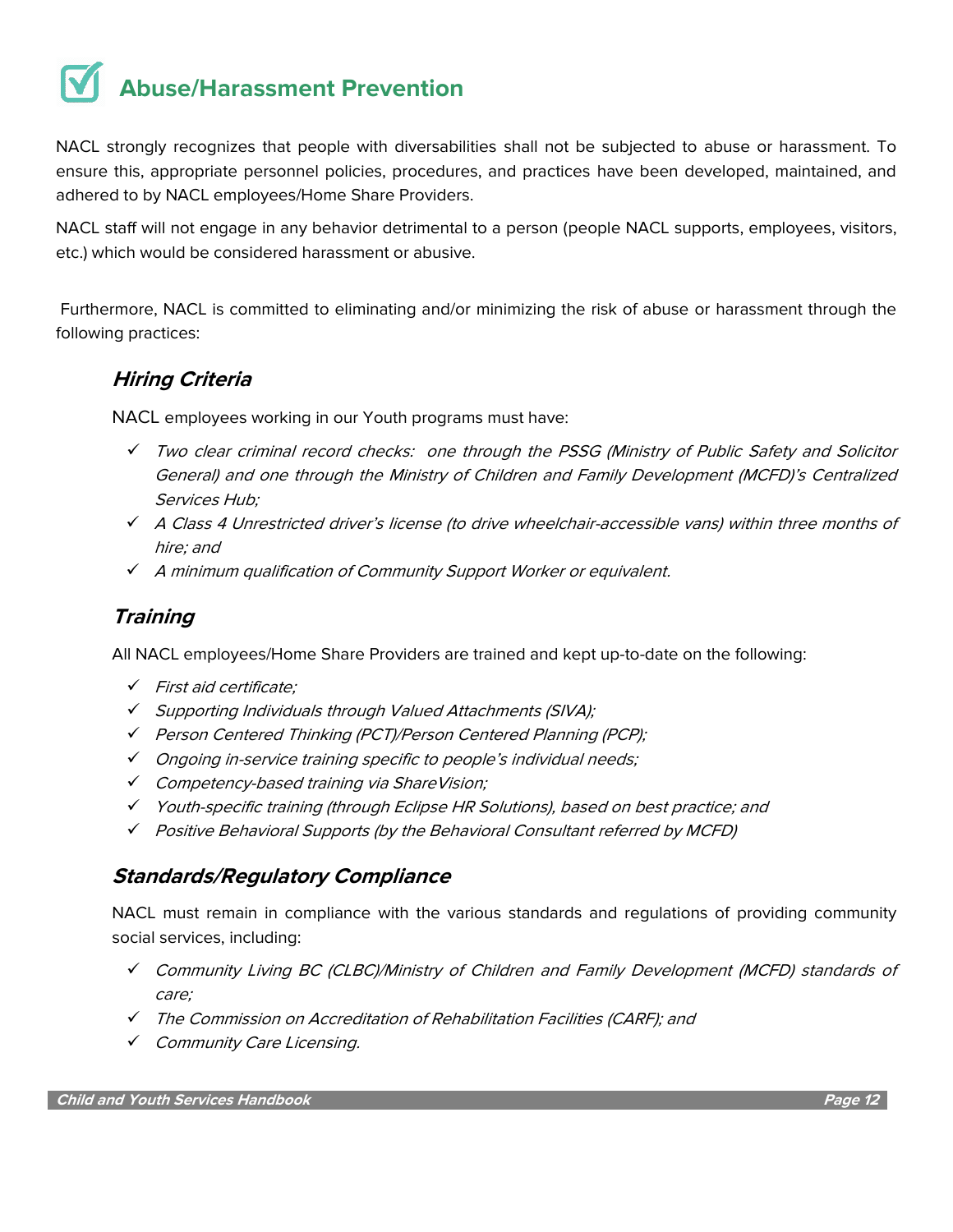# Abuse/Harassment Prevention

NACL strongly recognizes that people with diversabilities shall not be subjected to abuse or harassment. To ensure this, appropriate personnel policies, procedures, and practices have been developed, maintained, and adhered to by NACL employees/Home Share Providers.

NACL staff will not engage in any behavior detrimental to a person (people NACL supports, employees, visitors, etc.) which would be considered harassment or abusive.

Furthermore, NACL is committed to eliminating and/or minimizing the risk of abuse or harassment through the following practices:

## *Hiring Criteria*

NACL employees working in our Youth programs must have:

- ✓ *Two clear criminal record checks: one through the PSSG (Ministry of Public Safety and Solicitor General) and one through the Ministry of Children and Family Development (MCFD)'s Centralized Services Hub;*
- ✓ *A Class 4 Unrestricted driver's license (to drive wheelchair-accessible vans) within three months of hire; and*
- ✓ *A minimum qualification of Community Support Worker or equivalent.*

## *Training*

All NACL employees/Home Share Providers are trained and kept up-to-date on the following:

- ✓ *First aid certificate;*
- ✓ *Supporting Individuals through Valued Attachments (SIVA);*
- ✓ *Person Centered Thinking (PCT)/Person Centered Planning (PCP);*
- ✓ *Ongoing in-service training specific to people's individual needs;*
- ✓ *Competency-based training via ShareVision;*
- ✓ *Youth-specific training (through Eclipse HR Solutions), based on best practice; and*
- ✓ *Positive Behavioral Supports (by the Behavioral Consultant referred by MCFD)*

## *Standards/Regulatory Compliance*

NACL must remain in compliance with the various standards and regulations of providing community social services, including:

- ✓ *Community Living BC (CLBC)/Ministry of Children and Family Development (MCFD) standards of care;*
- ✓ *The Commission on Accreditation of Rehabilitation Facilities (CARF); and*
- ✓ *Community Care Licensing.*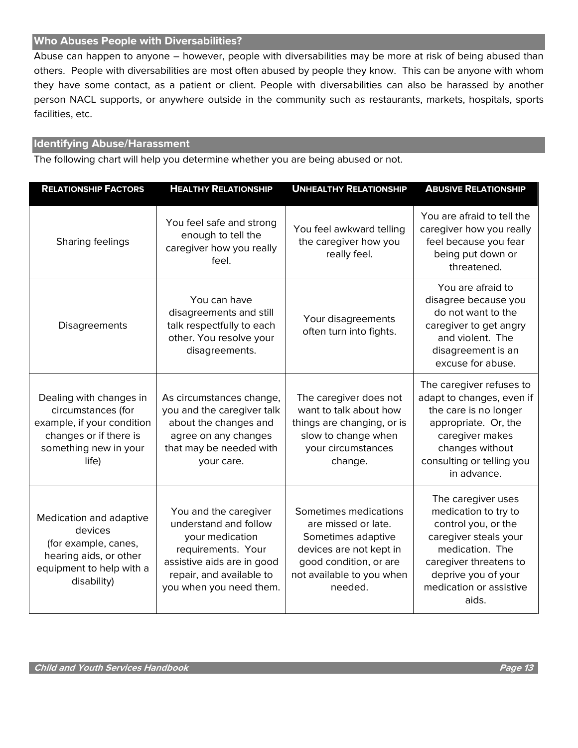## Who Abuses People with Diversabilities?

Abuse can happen to anyone – however, people with diversabilities may be more at risk of being abused than others. People with diversabilities are most often abused by people they know. This can be anyone with whom they have some contact, as a patient or client. People with diversabilities can also be harassed by another person NACL supports, or anywhere outside in the community such as restaurants, markets, hospitals, sports facilities, etc.

## Identifying Abuse/Harassment

The following chart will help you determine whether you are being abused or not.

| RELATIONSHIP FACTORS | HEALTHY RELATIONSHIP | UNHEALTHY RELATIONSHIP | ABUSIVE RELATIONSHIP |
|---|---|---|---|
| Sharing feelings | You feel safe and strong enough to tell the caregiver how you really feel. | You feel awkward telling the caregiver how you really feel. | You are afraid to tell the caregiver how you really feel because you fear being put down or threatened. |
| Disagreements | You can have disagreements and still talk respectfully to each other. You resolve your disagreements. | Your disagreements often turn into fights. | You are afraid to disagree because you do not want to the caregiver to get angry and violent. The disagreement is an excuse for abuse. |
| Dealing with changes in circumstances (for example, if your condition changes or if there is something new in your life) | As circumstances change, you and the caregiver talk about the changes and agree on any changes that may be needed with your care. | The caregiver does not want to talk about how things are changing, or is slow to change when your circumstances change. | The caregiver refuses to adapt to changes, even if the care is no longer appropriate. Or, the caregiver makes changes without consulting or telling you in advance. |
| Medication and adaptive devices (for example, canes, hearing aids, or other equipment to help with a disability) | You and the caregiver understand and follow your medication requirements. Your assistive aids are in good repair, and available to you when you need them. | Sometimes medications are missed or late. Sometimes adaptive devices are not kept in good condition, or are not available to you when needed. | The caregiver uses medication to try to control you, or the caregiver steals your medication. The caregiver threatens to deprive you of your medication or assistive aids. |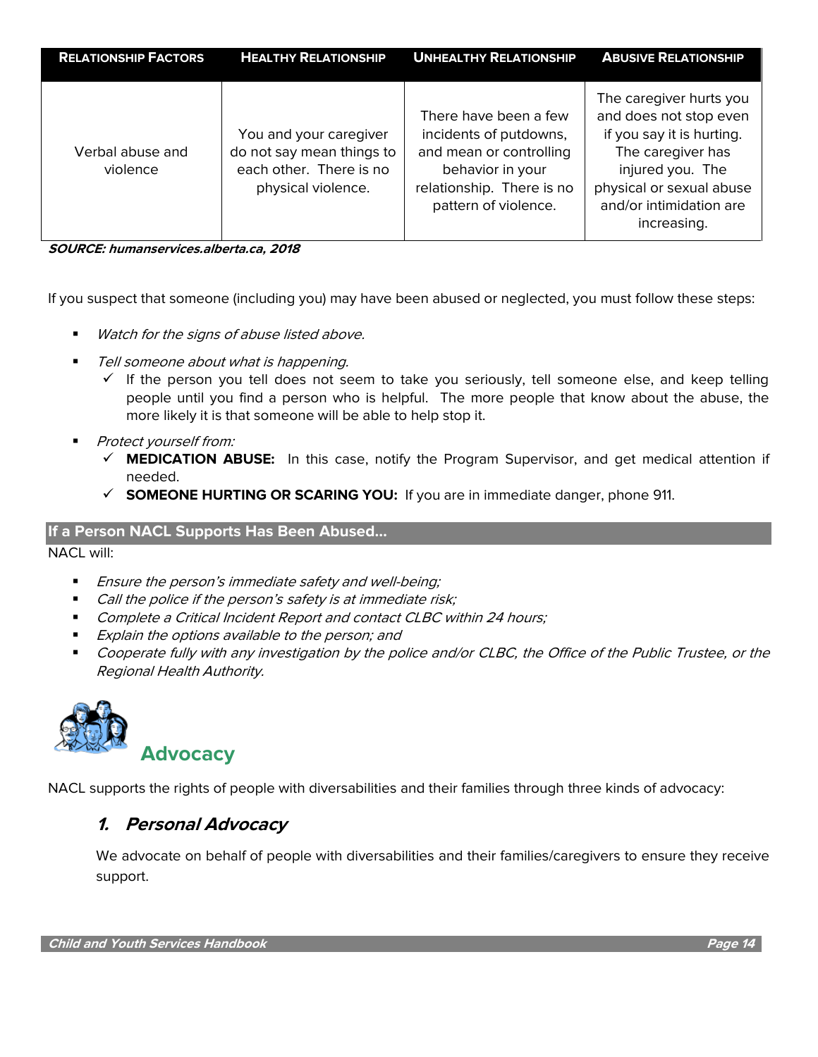| Relationship Factors | Healthy Relationship | Unhealthy Relationship | Abusive Relationship |
|---|---|---|---|
| Verbal abuse and violence | You and your caregiver do not say mean things to each other. There is no physical violence. | There have been a few incidents of putdowns, and mean or controlling behavior in your relationship. There is no pattern of violence. | The caregiver hurts you and does not stop even if you say it is hurting. The caregiver has injured you. The physical or sexual abuse and/or intimidation are increasing. |

***SOURCE: humanservices.alberta.ca, 2018***

If you suspect that someone (including you) may have been abused or neglected, you must follow these steps:

- *Watch for the signs of abuse listed above.*
- *Tell someone about what is happening.*
  - ✓ If the person you tell does not seem to take you seriously, tell someone else, and keep telling people until you find a person who is helpful. The more people that know about the abuse, the more likely it is that someone will be able to help stop it.
- *Protect yourself from:*
  - ✓ **MEDICATION ABUSE:** In this case, notify the Program Supervisor, and get medical attention if needed.
  - ✓ **SOMEONE HURTING OR SCARING YOU:** If you are in immediate danger, phone 911.

### If a Person NACL Supports Has Been Abused…

NACL will:

- *Ensure the person's immediate safety and well-being;*
- *Call the police if the person's safety is at immediate risk;*
- *Complete a Critical Incident Report and contact CLBC within 24 hours;*
- *Explain the options available to the person; and*
- *Cooperate fully with any investigation by the police and/or CLBC, the Office of the Public Trustee, or the Regional Health Authority.*

## Advocacy

NACL supports the rights of people with diversabilities and their families through three kinds of advocacy:

### *1. Personal Advocacy*

We advocate on behalf of people with diversabilities and their families/caregivers to ensure they receive support.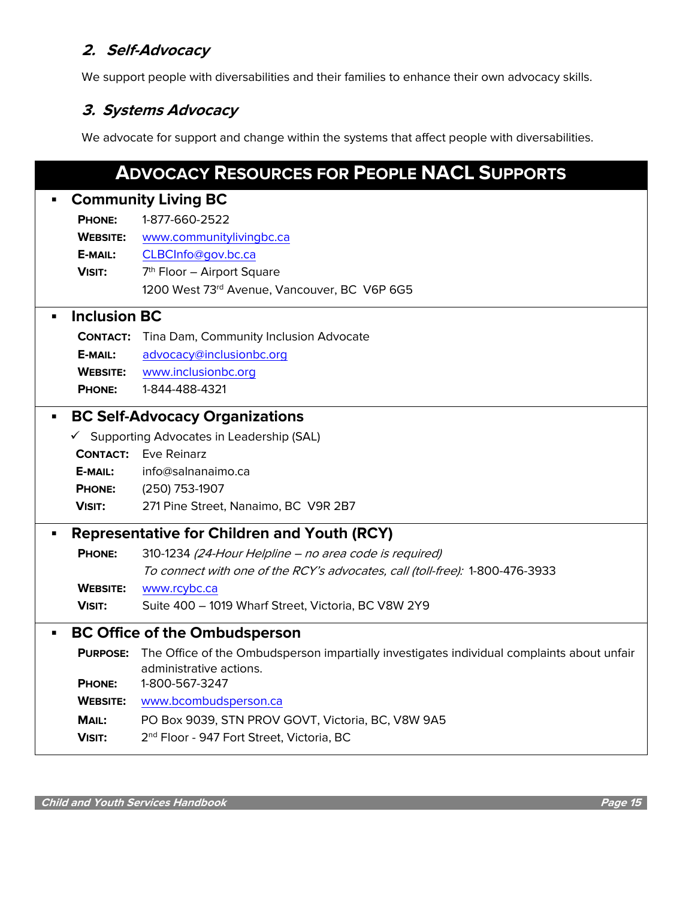### 2. *Self-Advocacy*

We support people with diversabilities and their families to enhance their own advocacy skills.

### 3. *Systems Advocacy*

We advocate for support and change within the systems that affect people with diversabilities.

## ADVOCACY RESOURCES FOR PEOPLE NACL SUPPORTS

- **Community Living BC**
  - **PHONE:** 1-877-660-2522
  - **WEBSITE:** www.communitylivingbc.ca
  - **E-MAIL:** CLBCInfo@gov.bc.ca
  - **VISIT:** 7th Floor – Airport Square, 1200 West 73rd Avenue, Vancouver, BC V6P 6G5

- **Inclusion BC**
  - **CONTACT:** Tina Dam, Community Inclusion Advocate
  - **E-MAIL:** advocacy@inclusionbc.org
  - **WEBSITE:** www.inclusionbc.org
  - **PHONE:** 1-844-488-4321

- **BC Self-Advocacy Organizations**
  - ✓ Supporting Advocates in Leadership (SAL)
  - **CONTACT:** Eve Reinarz
  - **E-MAIL:** info@salnanaimo.ca
  - **PHONE:** (250) 753-1907
  - **VISIT:** 271 Pine Street, Nanaimo, BC V9R 2B7

- **Representative for Children and Youth (RCY)**
  - **PHONE:** 310-1234 *(24-Hour Helpline – no area code is required)*
    *To connect with one of the RCY's advocates, call (toll-free):* 1-800-476-3933
  - **WEBSITE:** www.rcybc.ca
  - **VISIT:** Suite 400 – 1019 Wharf Street, Victoria, BC V8W 2Y9

- **BC Office of the Ombudsperson**
  - **PURPOSE:** The Office of the Ombudsperson impartially investigates individual complaints about unfair administrative actions.
  - **PHONE:** 1-800-567-3247
  - **WEBSITE:** www.bcombudsperson.ca
  - **MAIL:** PO Box 9039, STN PROV GOVT, Victoria, BC, V8W 9A5
  - **VISIT:** 2nd Floor - 947 Fort Street, Victoria, BC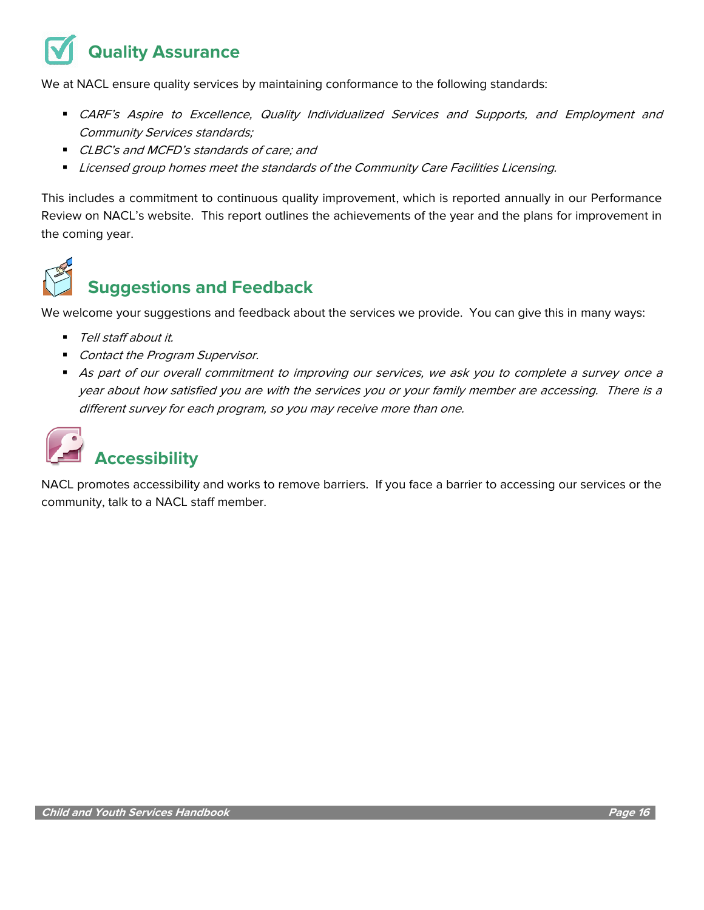## Quality Assurance

We at NACL ensure quality services by maintaining conformance to the following standards:

- *CARF's Aspire to Excellence, Quality Individualized Services and Supports, and Employment and Community Services standards;*
- *CLBC's and MCFD's standards of care; and*
- *Licensed group homes meet the standards of the Community Care Facilities Licensing.*

This includes a commitment to continuous quality improvement, which is reported annually in our Performance Review on NACL's website. This report outlines the achievements of the year and the plans for improvement in the coming year.

## Suggestions and Feedback

We welcome your suggestions and feedback about the services we provide. You can give this in many ways:

- *Tell staff about it.*
- *Contact the Program Supervisor.*
- *As part of our overall commitment to improving our services, we ask you to complete a survey once a year about how satisfied you are with the services you or your family member are accessing. There is a different survey for each program, so you may receive more than one.*

## Accessibility

NACL promotes accessibility and works to remove barriers. If you face a barrier to accessing our services or the community, talk to a NACL staff member.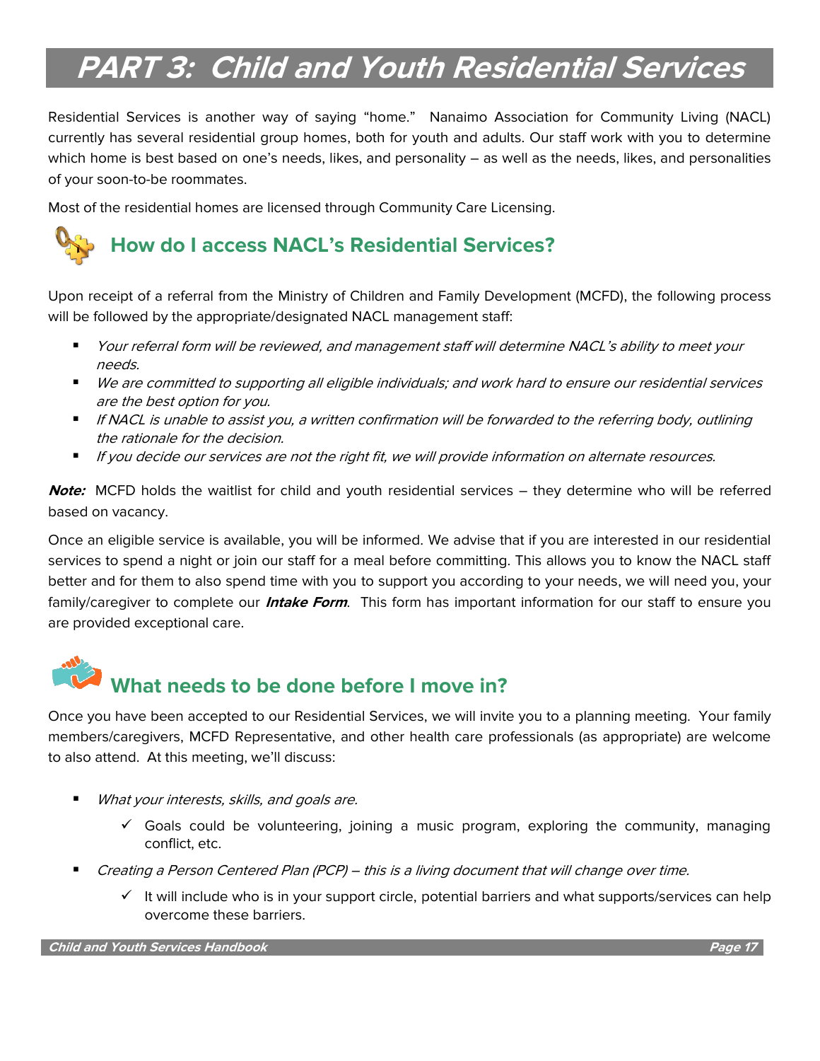# PART 3: Child and Youth Residential Services

Residential Services is another way of saying "home." Nanaimo Association for Community Living (NACL) currently has several residential group homes, both for youth and adults. Our staff work with you to determine which home is best based on one's needs, likes, and personality – as well as the needs, likes, and personalities of your soon-to-be roommates.

Most of the residential homes are licensed through Community Care Licensing.

## How do I access NACL's Residential Services?

Upon receipt of a referral from the Ministry of Children and Family Development (MCFD), the following process will be followed by the appropriate/designated NACL management staff:

- *Your referral form will be reviewed, and management staff will determine NACL's ability to meet your needs.*
- *We are committed to supporting all eligible individuals; and work hard to ensure our residential services are the best option for you.*
- *If NACL is unable to assist you, a written confirmation will be forwarded to the referring body, outlining the rationale for the decision.*
- *If you decide our services are not the right fit, we will provide information on alternate resources.*

***Note:*** MCFD holds the waitlist for child and youth residential services – they determine who will be referred based on vacancy.

Once an eligible service is available, you will be informed. We advise that if you are interested in our residential services to spend a night or join our staff for a meal before committing. This allows you to know the NACL staff better and for them to also spend time with you to support you according to your needs, we will need you, your family/caregiver to complete our ***Intake Form***. This form has important information for our staff to ensure you are provided exceptional care.

## What needs to be done before I move in?

Once you have been accepted to our Residential Services, we will invite you to a planning meeting. Your family members/caregivers, MCFD Representative, and other health care professionals (as appropriate) are welcome to also attend. At this meeting, we'll discuss:

- *What your interests, skills, and goals are.*
  - ✓ Goals could be volunteering, joining a music program, exploring the community, managing conflict, etc.
- *Creating a Person Centered Plan (PCP) – this is a living document that will change over time.*
  - ✓ It will include who is in your support circle, potential barriers and what supports/services can help overcome these barriers.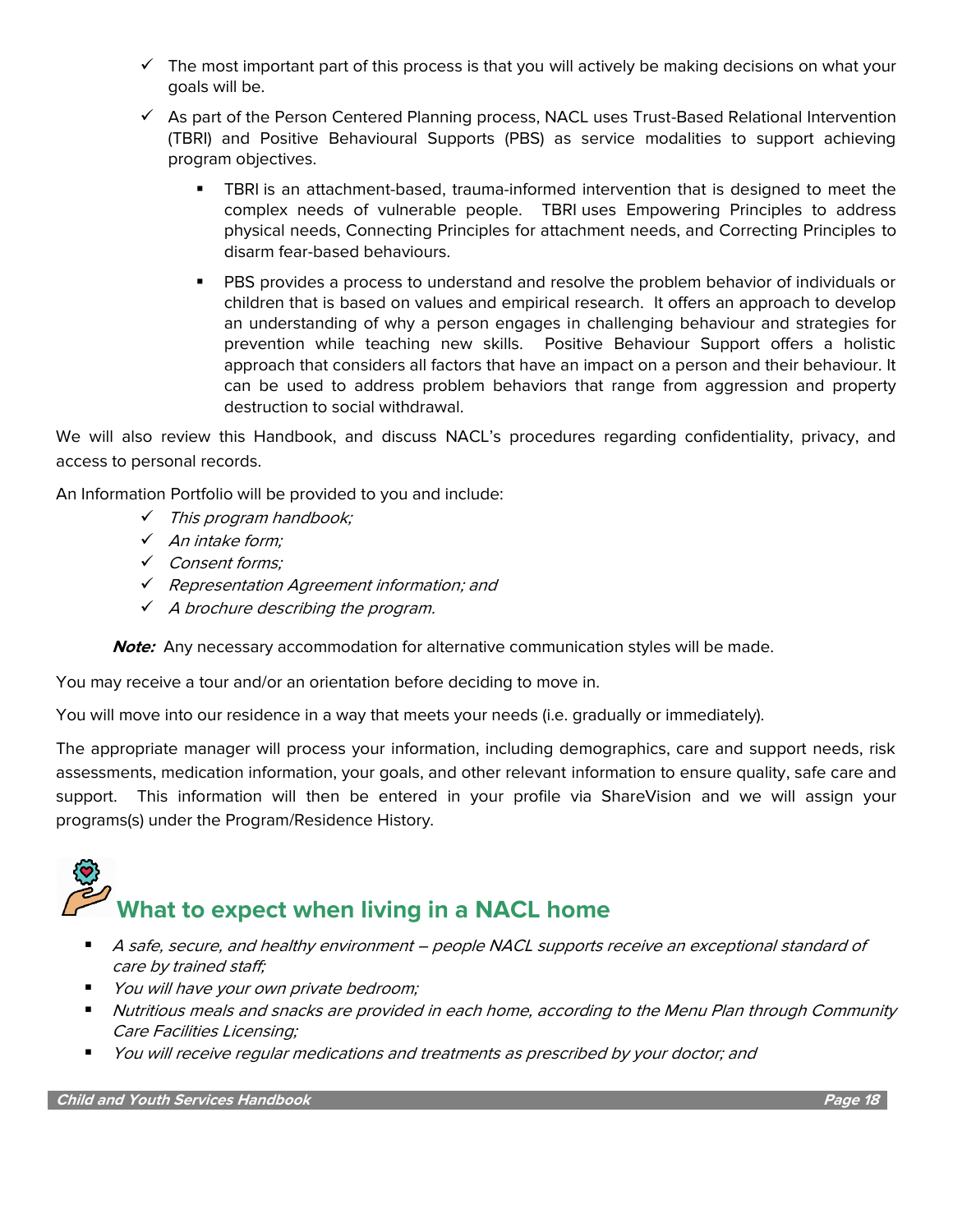- ✓ The most important part of this process is that you will actively be making decisions on what your goals will be.
- ✓ As part of the Person Centered Planning process, NACL uses Trust-Based Relational Intervention (TBRI) and Positive Behavioural Supports (PBS) as service modalities to support achieving program objectives.
    - TBRI is an attachment-based, trauma-informed intervention that is designed to meet the complex needs of vulnerable people. TBRI uses Empowering Principles to address physical needs, Connecting Principles for attachment needs, and Correcting Principles to disarm fear-based behaviours.
    - PBS provides a process to understand and resolve the problem behavior of individuals or children that is based on values and empirical research. It offers an approach to develop an understanding of why a person engages in challenging behaviour and strategies for prevention while teaching new skills. Positive Behaviour Support offers a holistic approach that considers all factors that have an impact on a person and their behaviour. It can be used to address problem behaviors that range from aggression and property destruction to social withdrawal.

We will also review this Handbook, and discuss NACL's procedures regarding confidentiality, privacy, and access to personal records.

An Information Portfolio will be provided to you and include:

- ✓ *This program handbook;*
- ✓ *An intake form;*
- ✓ *Consent forms;*
- ✓ *Representation Agreement information; and*
- ✓ *A brochure describing the program.*

***Note:*** Any necessary accommodation for alternative communication styles will be made.

You may receive a tour and/or an orientation before deciding to move in.

You will move into our residence in a way that meets your needs (i.e. gradually or immediately).

The appropriate manager will process your information, including demographics, care and support needs, risk assessments, medication information, your goals, and other relevant information to ensure quality, safe care and support. This information will then be entered in your profile via ShareVision and we will assign your programs(s) under the Program/Residence History.

## What to expect when living in a NACL home

- *A safe, secure, and healthy environment – people NACL supports receive an exceptional standard of care by trained staff;*
- *You will have your own private bedroom;*
- *Nutritious meals and snacks are provided in each home, according to the Menu Plan through Community Care Facilities Licensing;*
- *You will receive regular medications and treatments as prescribed by your doctor; and*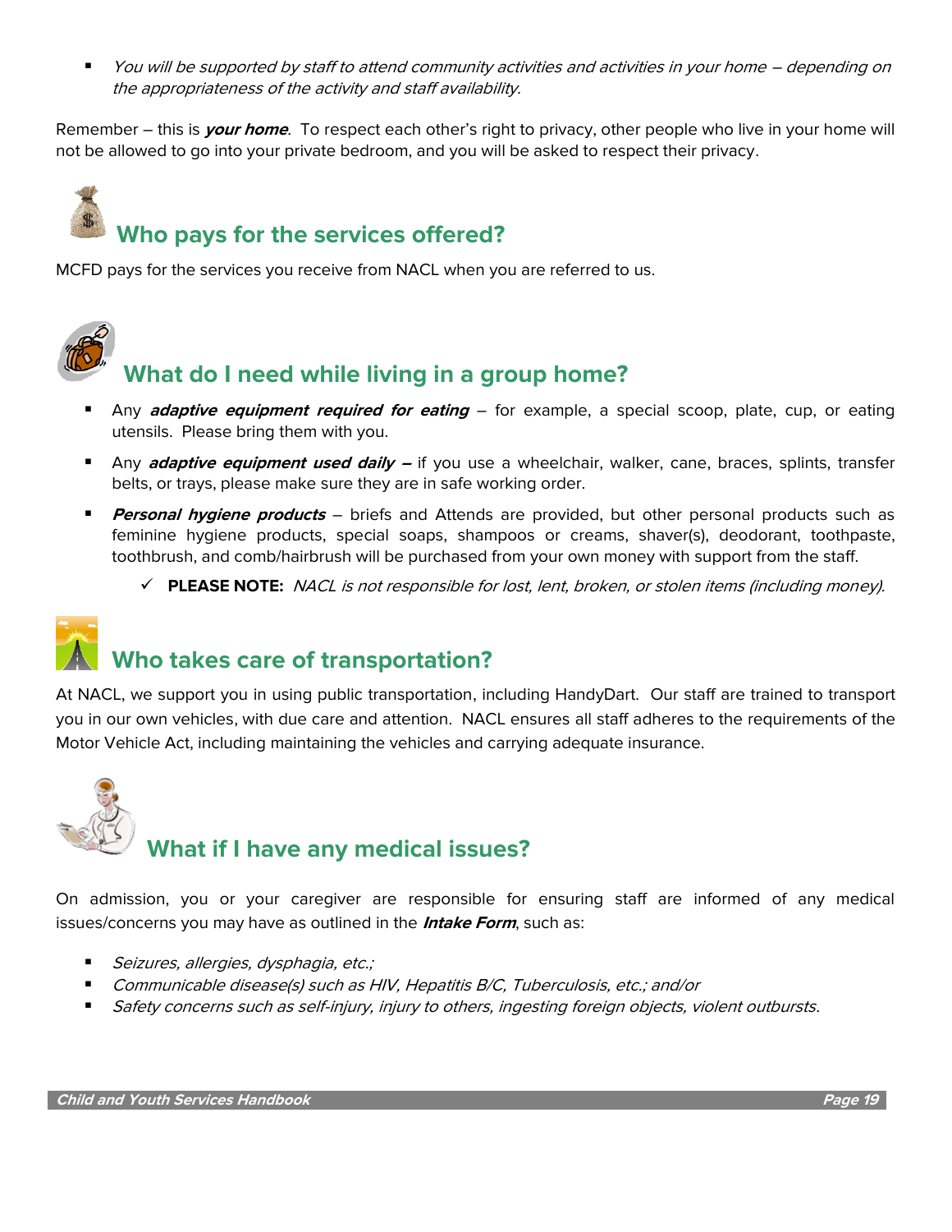- *You will be supported by staff to attend community activities and activities in your home – depending on the appropriateness of the activity and staff availability.*

Remember – this is ***your home***. To respect each other's right to privacy, other people who live in your home will not be allowed to go into your private bedroom, and you will be asked to respect their privacy.

## Who pays for the services offered?

MCFD pays for the services you receive from NACL when you are referred to us.

## What do I need while living in a group home?

- Any ***adaptive equipment required for eating*** – for example, a special scoop, plate, cup, or eating utensils. Please bring them with you.
- Any ***adaptive equipment used daily –*** if you use a wheelchair, walker, cane, braces, splints, transfer belts, or trays, please make sure they are in safe working order.
- ***Personal hygiene products*** – briefs and Attends are provided, but other personal products such as feminine hygiene products, special soaps, shampoos or creams, shaver(s), deodorant, toothpaste, toothbrush, and comb/hairbrush will be purchased from your own money with support from the staff.
  - ✓ **PLEASE NOTE:** *NACL is not responsible for lost, lent, broken, or stolen items (including money).*

## Who takes care of transportation?

At NACL, we support you in using public transportation, including HandyDart. Our staff are trained to transport you in our own vehicles, with due care and attention. NACL ensures all staff adheres to the requirements of the Motor Vehicle Act, including maintaining the vehicles and carrying adequate insurance.

## What if I have any medical issues?

On admission, you or your caregiver are responsible for ensuring staff are informed of any medical issues/concerns you may have as outlined in the ***Intake Form***, such as:

- *Seizures, allergies, dysphagia, etc.;*
- *Communicable disease(s) such as HIV, Hepatitis B/C, Tuberculosis, etc.; and/or*
- *Safety concerns such as self-injury, injury to others, ingesting foreign objects, violent outbursts.*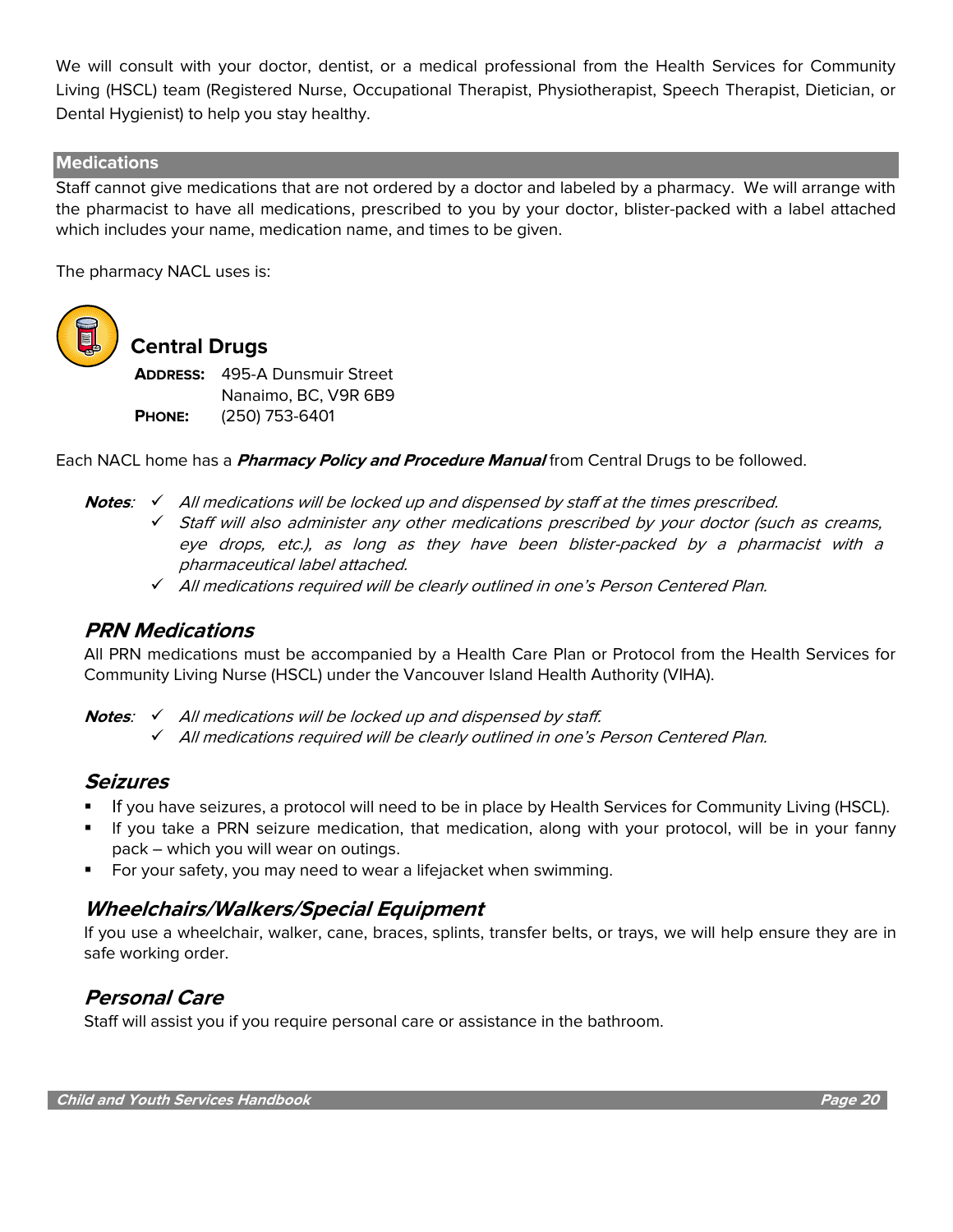We will consult with your doctor, dentist, or a medical professional from the Health Services for Community Living (HSCL) team (Registered Nurse, Occupational Therapist, Physiotherapist, Speech Therapist, Dietician, or Dental Hygienist) to help you stay healthy.

## Medications

Staff cannot give medications that are not ordered by a doctor and labeled by a pharmacy. We will arrange with the pharmacist to have all medications, prescribed to you by your doctor, blister-packed with a label attached which includes your name, medication name, and times to be given.

The pharmacy NACL uses is:

### Central Drugs

**ADDRESS:** 495-A Dunsmuir Street
Nanaimo, BC, V9R 6B9
**PHONE:** (250) 753-6401

Each NACL home has a ***Pharmacy Policy and Procedure Manual*** from Central Drugs to be followed.

***Notes***:
- ✓ *All medications will be locked up and dispensed by staff at the times prescribed.*
- ✓ *Staff will also administer any other medications prescribed by your doctor (such as creams, eye drops, etc.), as long as they have been blister-packed by a pharmacist with a pharmaceutical label attached.*
- ✓ *All medications required will be clearly outlined in one's Person Centered Plan.*

### *PRN Medications*

All PRN medications must be accompanied by a Health Care Plan or Protocol from the Health Services for Community Living Nurse (HSCL) under the Vancouver Island Health Authority (VIHA).

***Notes***:
- ✓ *All medications will be locked up and dispensed by staff.*
- ✓ *All medications required will be clearly outlined in one's Person Centered Plan.*

### *Seizures*

- If you have seizures, a protocol will need to be in place by Health Services for Community Living (HSCL).
- If you take a PRN seizure medication, that medication, along with your protocol, will be in your fanny pack – which you will wear on outings.
- For your safety, you may need to wear a lifejacket when swimming.

### *Wheelchairs/Walkers/Special Equipment*

If you use a wheelchair, walker, cane, braces, splints, transfer belts, or trays, we will help ensure they are in safe working order.

### *Personal Care*

Staff will assist you if you require personal care or assistance in the bathroom.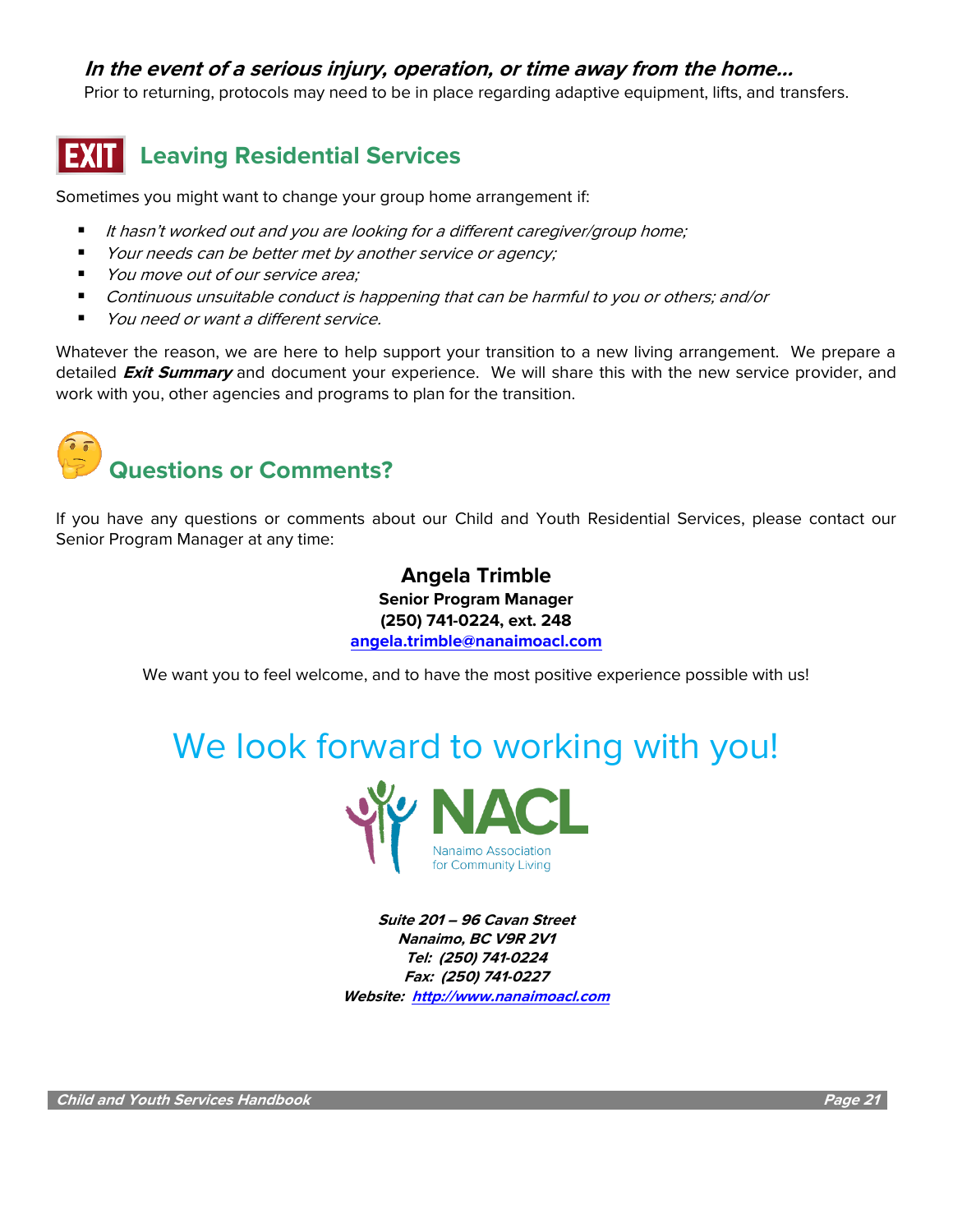***In the event of a serious injury, operation, or time away from the home…***

Prior to returning, protocols may need to be in place regarding adaptive equipment, lifts, and transfers.

## Leaving Residential Services

Sometimes you might want to change your group home arrangement if:

- *It hasn't worked out and you are looking for a different caregiver/group home;*
- *Your needs can be better met by another service or agency;*
- *You move out of our service area;*
- *Continuous unsuitable conduct is happening that can be harmful to you or others; and/or*
- *You need or want a different service.*

Whatever the reason, we are here to help support your transition to a new living arrangement. We prepare a detailed ***Exit Summary*** and document your experience. We will share this with the new service provider, and work with you, other agencies and programs to plan for the transition.

## Questions or Comments?

If you have any questions or comments about our Child and Youth Residential Services, please contact our Senior Program Manager at any time:

**Angela Trimble**
**Senior Program Manager**
**(250) 741-0224, ext. 248**
**angela.trimble@nanaimoacl.com**

We want you to feel welcome, and to have the most positive experience possible with us!

# We look forward to working with you!

NACL
Nanaimo Association for Community Living

***Suite 201 – 96 Cavan Street***
***Nanaimo, BC V9R 2V1***
***Tel: (250) 741-0224***
***Fax: (250) 741-0227***
***Website: http://www.nanaimoacl.com***